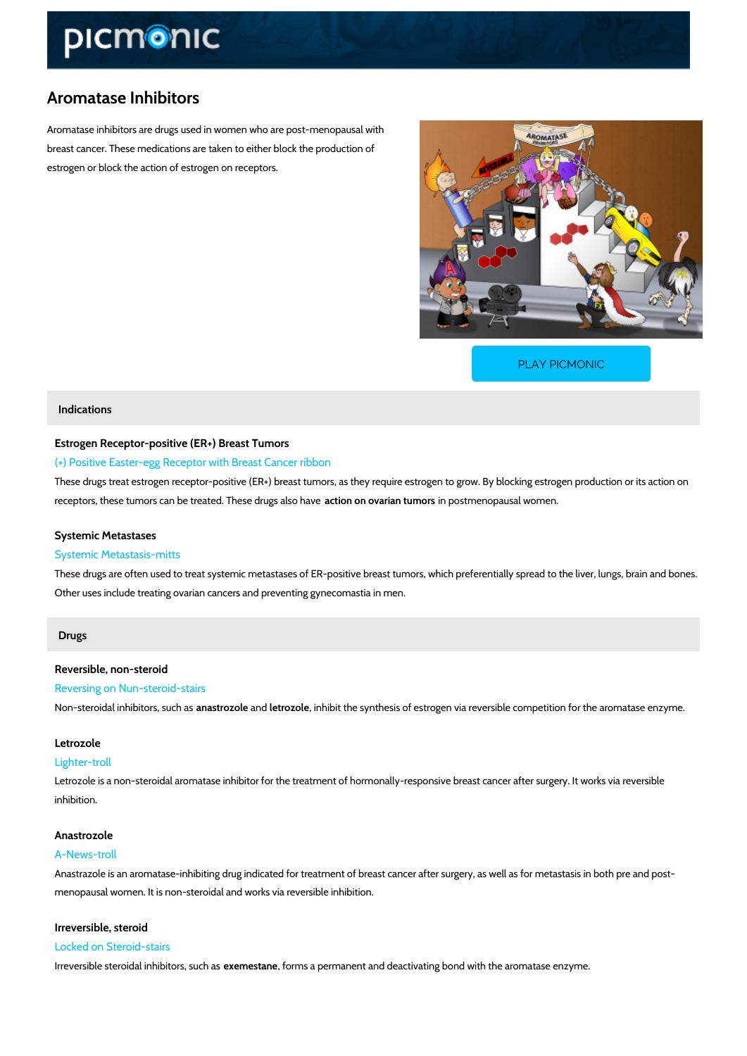# Aromatase Inhibitors

Aromatase inhibitors are drugs used in women who are post-menopausal with breast cancer. These medications are taken to either block the production of estrogen or block the action of estrogen on receptors.

PLAY PICMONIC

## Indications

### Estrogen Receptor-positive (ER+) Breast Tumors

(+) Positive Easter-egg Receptor with Breast Cancer ribbon

These drugs treat estrogen receptor-positive (ER+) breast tumors, as they require estrogen to grow. By blocking estrogen production or its action on receptors, these tumors can be treated. These drugs also have **action on ovarian tumors** in postmenopausal women.

### Systemic Metastases

Systemic Metastasis-mitts

These drugs are often used to treat systemic metastases of ER-positive breast tumors, which preferentially spread to the liver, lungs, brain and bones. Other uses include treating ovarian cancers and preventing gynecomastia in men.

## Drugs

### Reversible, non-steroid

Reversing on Nun-steroid-stairs

Non-steroidal inhibitors, such as **anastrozole** and **letrozole**, inhibit the synthesis of estrogen via reversible competition for the aromatase enzyme.

### Letrozole

Lighter-troll

Letrozole is a non-steroidal aromatase inhibitor for the treatment of hormonally-responsive breast cancer after surgery. It works via reversible inhibition.

### Anastrozole

A-News-troll

Anastrazole is an aromatase-inhibiting drug indicated for treatment of breast cancer after surgery, as well as for metastasis in both pre and post-menopausal women. It is non-steroidal and works via reversible inhibition.

### Irreversible, steroid

Locked on Steroid-stairs

Irreversible steroidal inhibitors, such as **exemestane**, forms a permanent and deactivating bond with the aromatase enzyme.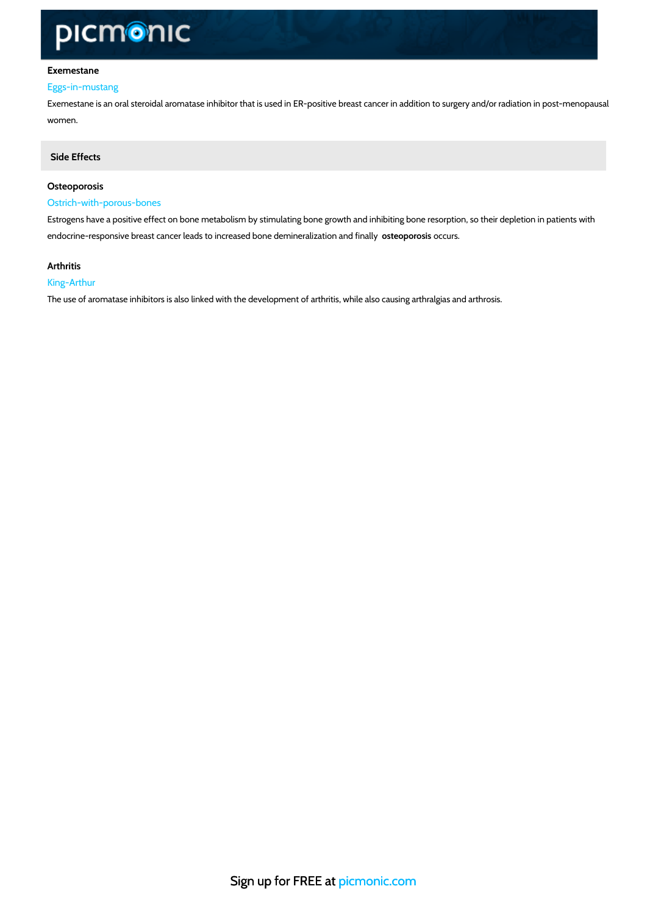## Exemestane

Eggs-in-mustang

Exemestane is an oral steroidal aromatase inhibitor that is used in ER-positive breast cancer in addition to surgery and/or radiation in post-menopausal women.

## Side Effects

### Osteoporosis

Ostrich-with-porous-bones

Estrogens have a positive effect on bone metabolism by stimulating bone growth and inhibiting bone resorption, so their depletion in patients with endocrine-responsive breast cancer leads to increased bone demineralization and finally **osteoporosis** occurs.

### Arthritis

King-Arthur

The use of aromatase inhibitors is also linked with the development of arthritis, while also causing arthralgias and arthrosis.

Sign up for FREE at picmonic.com